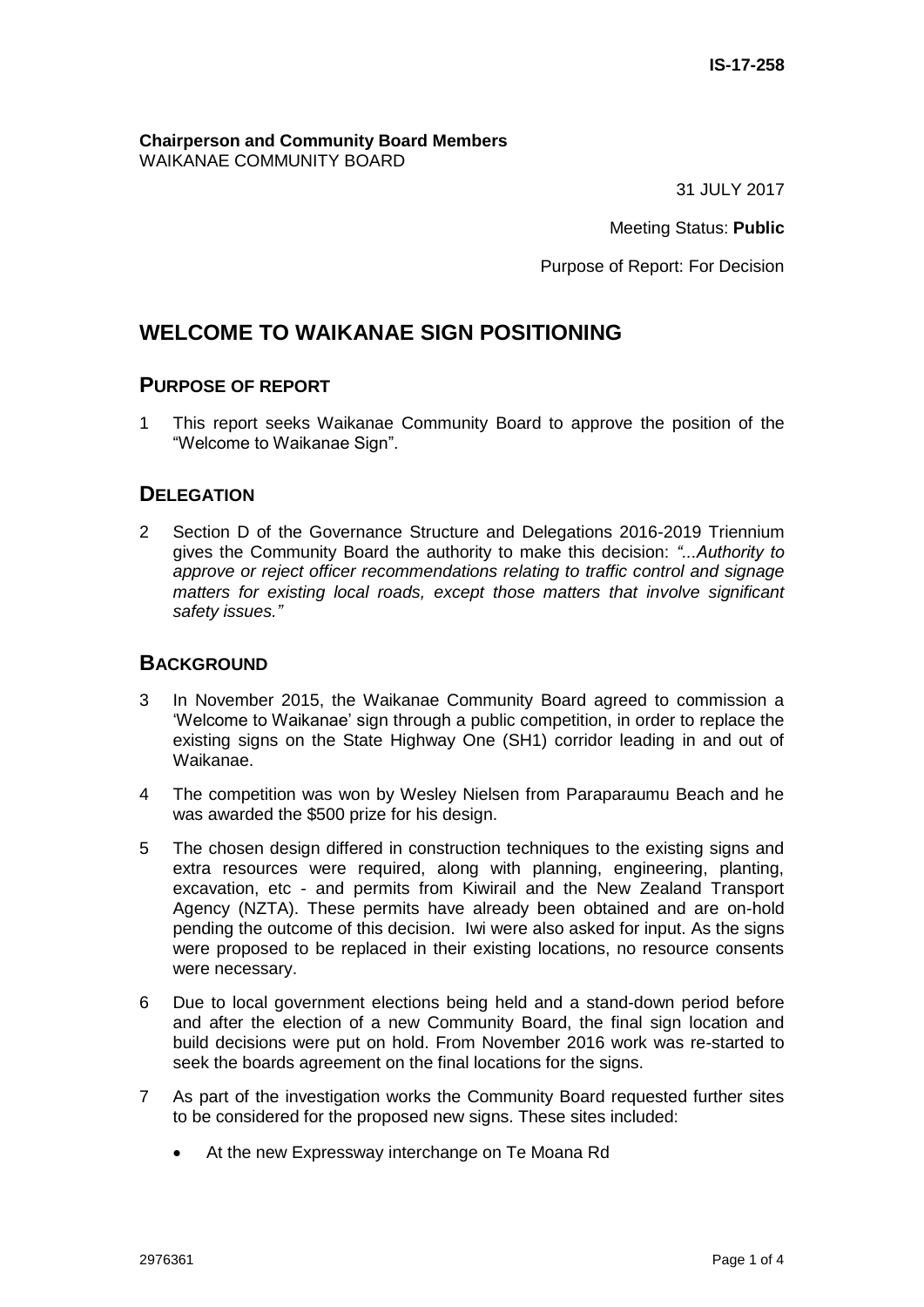IS-17-258

**Chairperson and Community Board Members**
WAIKANAE COMMUNITY BOARD

31 JULY 2017

Meeting Status: **Public**

Purpose of Report: For Decision

# WELCOME TO WAIKANAE SIGN POSITIONING

## PURPOSE OF REPORT

1 This report seeks Waikanae Community Board to approve the position of the "Welcome to Waikanae Sign".

## DELEGATION

2 Section D of the Governance Structure and Delegations 2016-2019 Triennium gives the Community Board the authority to make this decision: *"...Authority to approve or reject officer recommendations relating to traffic control and signage matters for existing local roads, except those matters that involve significant safety issues."*

## BACKGROUND

3 In November 2015, the Waikanae Community Board agreed to commission a 'Welcome to Waikanae' sign through a public competition, in order to replace the existing signs on the State Highway One (SH1) corridor leading in and out of Waikanae.

4 The competition was won by Wesley Nielsen from Paraparaumu Beach and he was awarded the $500 prize for his design.

5 The chosen design differed in construction techniques to the existing signs and extra resources were required, along with planning, engineering, planting, excavation, etc - and permits from Kiwirail and the New Zealand Transport Agency (NZTA). These permits have already been obtained and are on-hold pending the outcome of this decision. Iwi were also asked for input. As the signs were proposed to be replaced in their existing locations, no resource consents were necessary.

6 Due to local government elections being held and a stand-down period before and after the election of a new Community Board, the final sign location and build decisions were put on hold. From November 2016 work was re-started to seek the boards agreement on the final locations for the signs.

7 As part of the investigation works the Community Board requested further sites to be considered for the proposed new signs. These sites included:

- At the new Expressway interchange on Te Moana Rd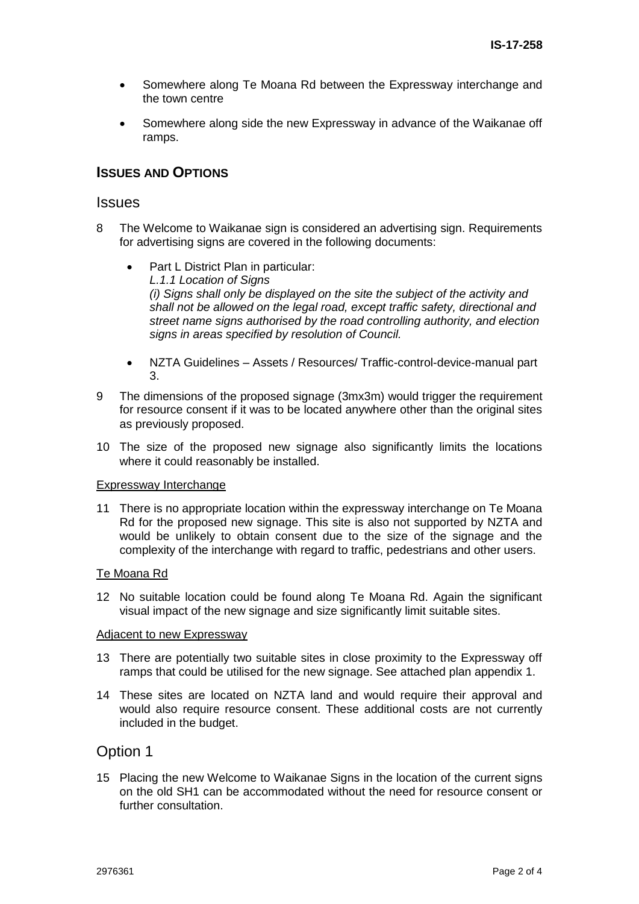- Somewhere along Te Moana Rd between the Expressway interchange and the town centre
- Somewhere along side the new Expressway in advance of the Waikanae off ramps.

## ISSUES AND OPTIONS

### Issues

8 The Welcome to Waikanae sign is considered an advertising sign. Requirements for advertising signs are covered in the following documents:

- Part L District Plan in particular:
  *L.1.1 Location of Signs*
  *(i) Signs shall only be displayed on the site the subject of the activity and shall not be allowed on the legal road, except traffic safety, directional and street name signs authorised by the road controlling authority, and election signs in areas specified by resolution of Council.*

- NZTA Guidelines – Assets / Resources/ Traffic-control-device-manual part 3.

9 The dimensions of the proposed signage (3mx3m) would trigger the requirement for resource consent if it was to be located anywhere other than the original sites as previously proposed.

10 The size of the proposed new signage also significantly limits the locations where it could reasonably be installed.

Expressway Interchange

11 There is no appropriate location within the expressway interchange on Te Moana Rd for the proposed new signage. This site is also not supported by NZTA and would be unlikely to obtain consent due to the size of the signage and the complexity of the interchange with regard to traffic, pedestrians and other users.

Te Moana Rd

12 No suitable location could be found along Te Moana Rd. Again the significant visual impact of the new signage and size significantly limit suitable sites.

Adjacent to new Expressway

13 There are potentially two suitable sites in close proximity to the Expressway off ramps that could be utilised for the new signage. See attached plan appendix 1.

14 These sites are located on NZTA land and would require their approval and would also require resource consent. These additional costs are not currently included in the budget.

### Option 1

15 Placing the new Welcome to Waikanae Signs in the location of the current signs on the old SH1 can be accommodated without the need for resource consent or further consultation.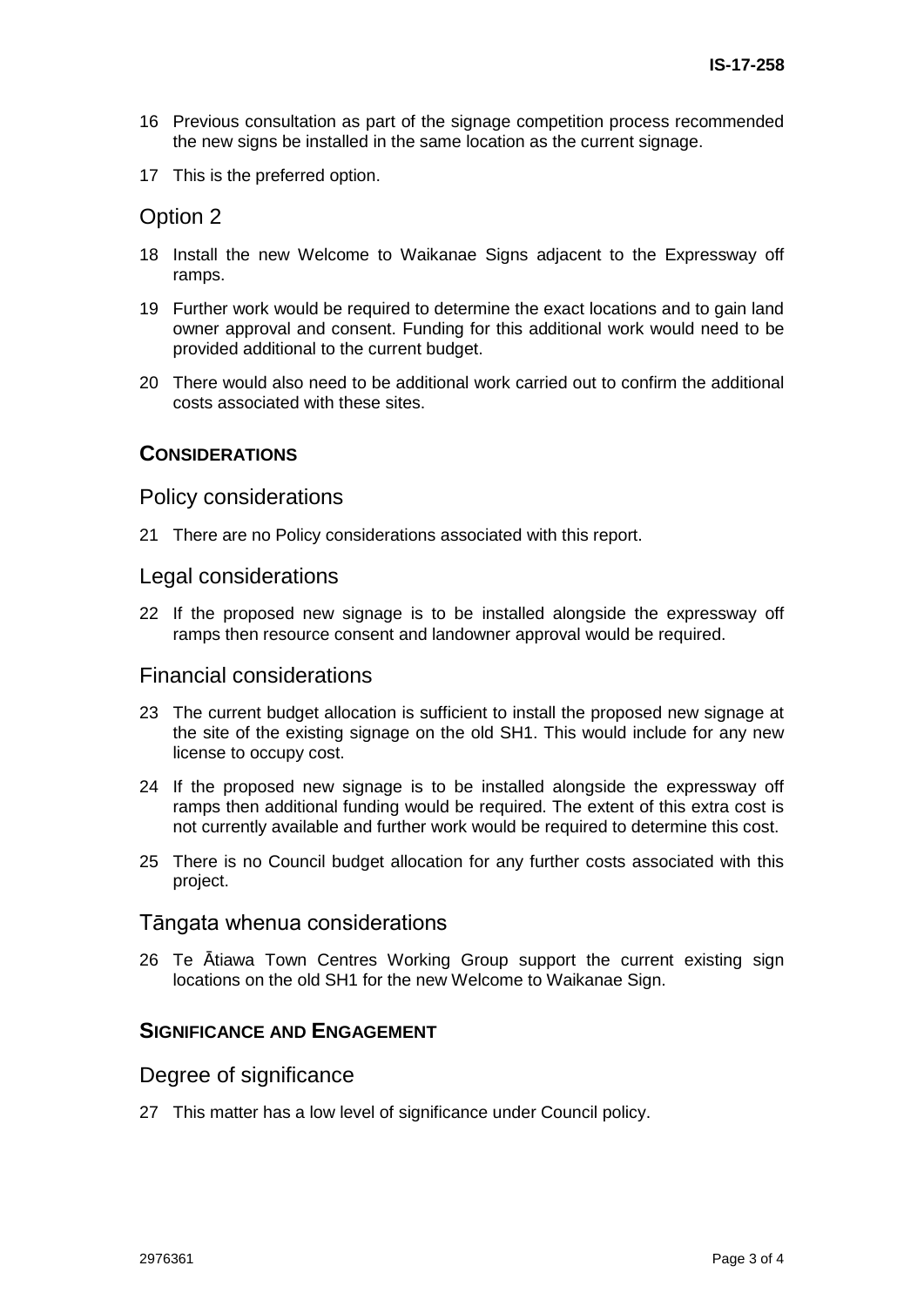16 Previous consultation as part of the signage competition process recommended the new signs be installed in the same location as the current signage.

17 This is the preferred option.

## Option 2

18 Install the new Welcome to Waikanae Signs adjacent to the Expressway off ramps.

19 Further work would be required to determine the exact locations and to gain land owner approval and consent. Funding for this additional work would need to be provided additional to the current budget.

20 There would also need to be additional work carried out to confirm the additional costs associated with these sites.

### CONSIDERATIONS

## Policy considerations

21 There are no Policy considerations associated with this report.

## Legal considerations

22 If the proposed new signage is to be installed alongside the expressway off ramps then resource consent and landowner approval would be required.

## Financial considerations

23 The current budget allocation is sufficient to install the proposed new signage at the site of the existing signage on the old SH1. This would include for any new license to occupy cost.

24 If the proposed new signage is to be installed alongside the expressway off ramps then additional funding would be required. The extent of this extra cost is not currently available and further work would be required to determine this cost.

25 There is no Council budget allocation for any further costs associated with this project.

## Tāngata whenua considerations

26 Te Ātiawa Town Centres Working Group support the current existing sign locations on the old SH1 for the new Welcome to Waikanae Sign.

### SIGNIFICANCE AND ENGAGEMENT

## Degree of significance

27 This matter has a low level of significance under Council policy.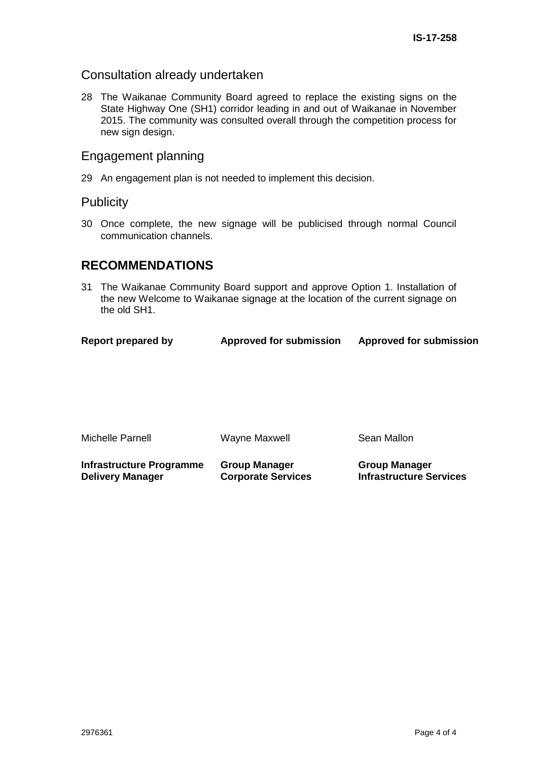## Consultation already undertaken

28 The Waikanae Community Board agreed to replace the existing signs on the State Highway One (SH1) corridor leading in and out of Waikanae in November 2015. The community was consulted overall through the competition process for new sign design.

## Engagement planning

29 An engagement plan is not needed to implement this decision.

## Publicity

30 Once complete, the new signage will be publicised through normal Council communication channels.

# RECOMMENDATIONS

31 The Waikanae Community Board support and approve Option 1. Installation of the new Welcome to Waikanae signage at the location of the current signage on the old SH1.

| **Report prepared by** | **Approved for submission** | **Approved for submission** |
|---|---|---|
| Michelle Parnell | Wayne Maxwell | Sean Mallon |
| **Infrastructure Programme Delivery Manager** | **Group Manager Corporate Services** | **Group Manager Infrastructure Services** |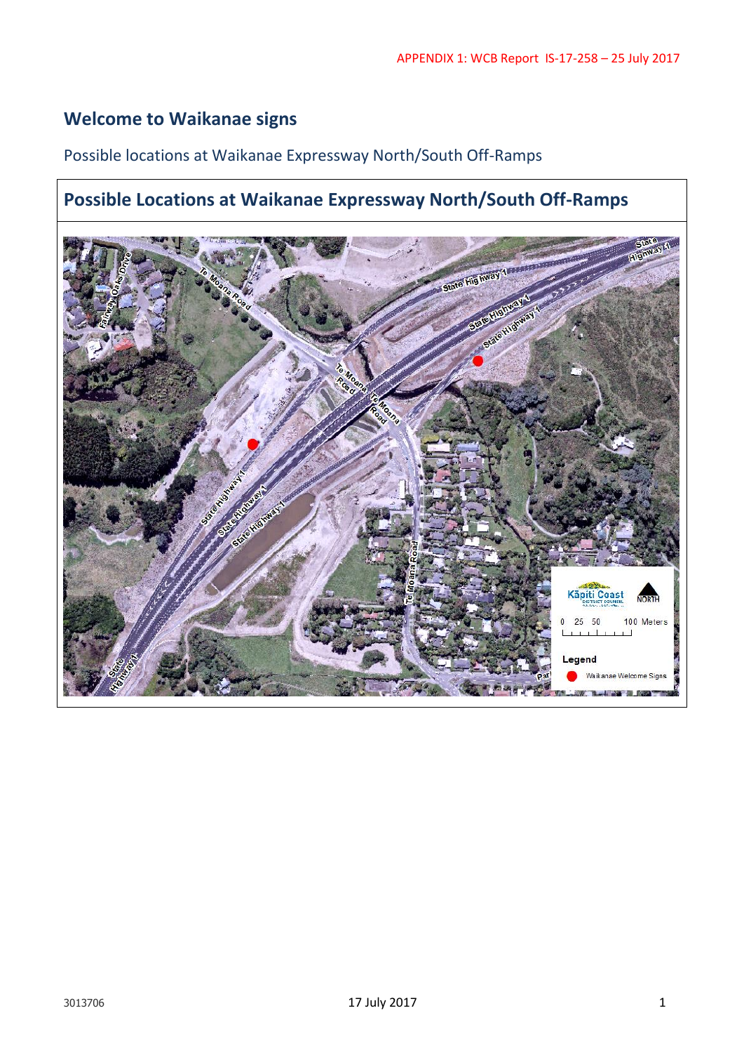APPENDIX 1: WCB Report IS-17-258 – 25 July 2017

# Welcome to Waikanae signs

Possible locations at Waikanae Expressway North/South Off-Ramps

## Possible Locations at Waikanae Expressway North/South Off-Ramps

Fairway Oaks Drive
Te Moana Road
State Highway 1
State Highway 1
State Highway 1
State Highway 1
Te Moana Road
Te Moana Road
State Highway 1
State Highway 1
State Highway 1
Te Moana Road
State Highway 1
Kāpiti Coast District Council
NORTH
0 25 50 100 Meters
Legend
Waikanae Welcome Signs

3013706

17 July 2017